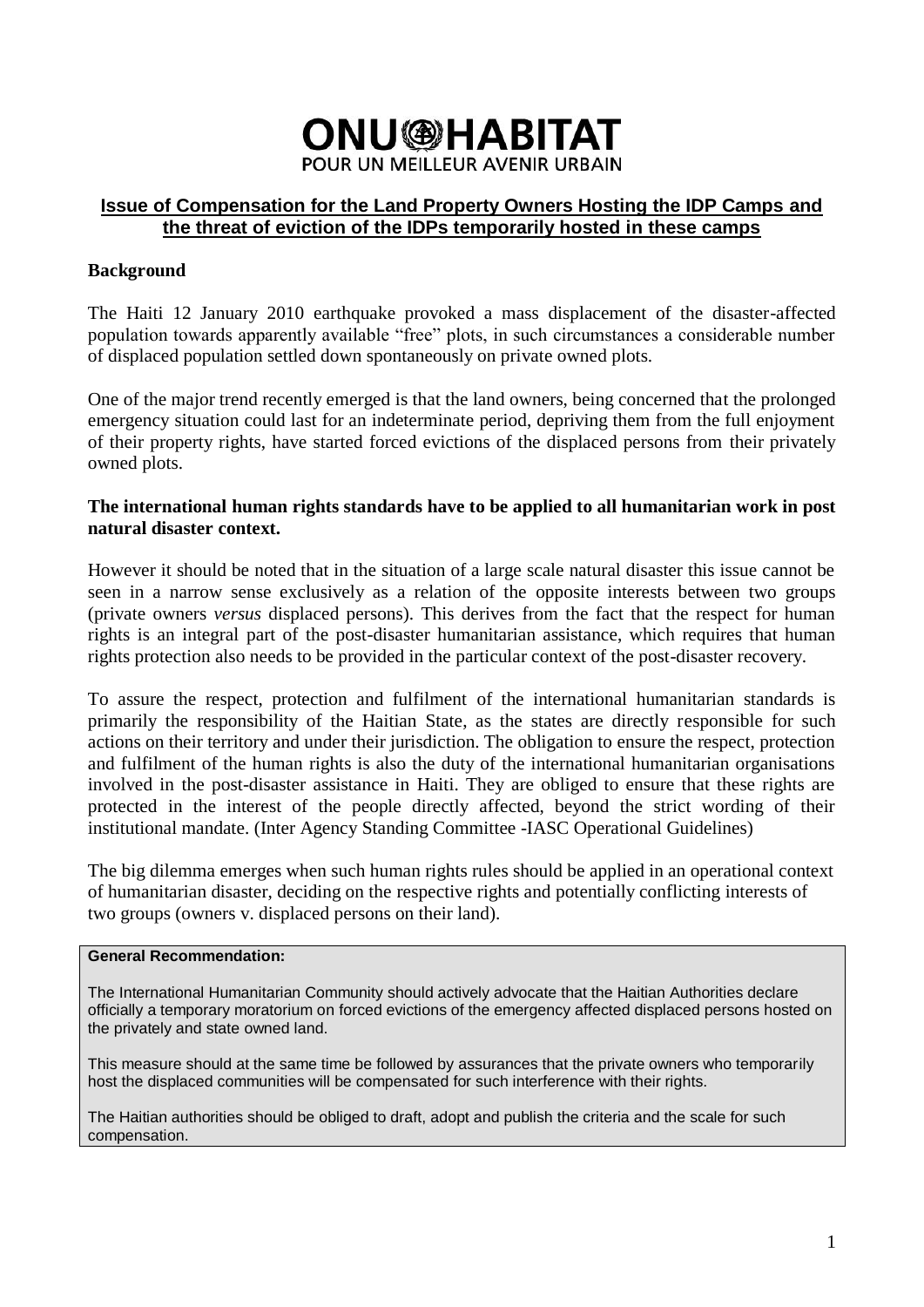# ONU HABITAT

POUR UN MEILLEUR AVENIR URBAIN

## Issue of Compensation for the Land Property Owners Hosting the IDP Camps and the threat of eviction of the IDPs temporarily hosted in these camps

**Background**

The Haiti 12 January 2010 earthquake provoked a mass displacement of the disaster-affected population towards apparently available "free" plots, in such circumstances a considerable number of displaced population settled down spontaneously on private owned plots.

One of the major trend recently emerged is that the land owners, being concerned that the prolonged emergency situation could last for an indeterminate period, depriving them from the full enjoyment of their property rights, have started forced evictions of the displaced persons from their privately owned plots.

**The international human rights standards have to be applied to all humanitarian work in post natural disaster context.**

However it should be noted that in the situation of a large scale natural disaster this issue cannot be seen in a narrow sense exclusively as a relation of the opposite interests between two groups (private owners *versus* displaced persons). This derives from the fact that the respect for human rights is an integral part of the post-disaster humanitarian assistance, which requires that human rights protection also needs to be provided in the particular context of the post-disaster recovery.

To assure the respect, protection and fulfilment of the international humanitarian standards is primarily the responsibility of the Haitian State, as the states are directly responsible for such actions on their territory and under their jurisdiction. The obligation to ensure the respect, protection and fulfilment of the human rights is also the duty of the international humanitarian organisations involved in the post-disaster assistance in Haiti. They are obliged to ensure that these rights are protected in the interest of the people directly affected, beyond the strict wording of their institutional mandate. (Inter Agency Standing Committee -IASC Operational Guidelines)

The big dilemma emerges when such human rights rules should be applied in an operational context of humanitarian disaster, deciding on the respective rights and potentially conflicting interests of two groups (owners v. displaced persons on their land).

**General Recommendation:**

The International Humanitarian Community should actively advocate that the Haitian Authorities declare officially a temporary moratorium on forced evictions of the emergency affected displaced persons hosted on the privately and state owned land.

This measure should at the same time be followed by assurances that the private owners who temporarily host the displaced communities will be compensated for such interference with their rights.

The Haitian authorities should be obliged to draft, adopt and publish the criteria and the scale for such compensation.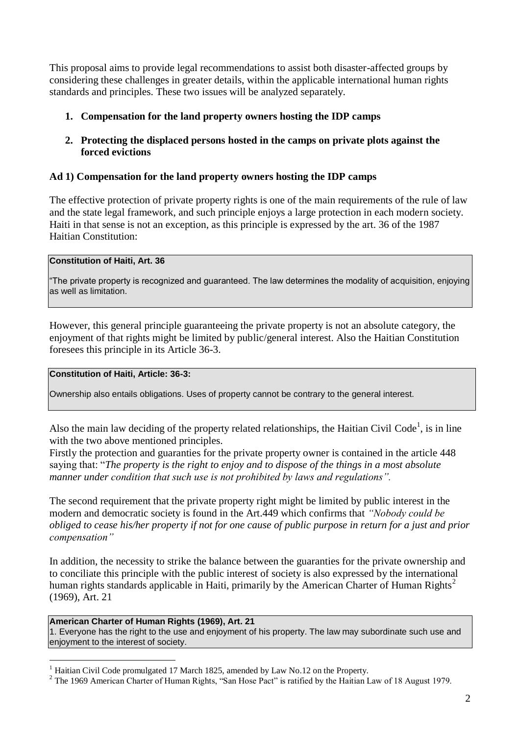This proposal aims to provide legal recommendations to assist both disaster-affected groups by considering these challenges in greater details, within the applicable international human rights standards and principles. These two issues will be analyzed separately.

1. **Compensation for the land property owners hosting the IDP camps**

2. **Protecting the displaced persons hosted in the camps on private plots against the forced evictions**

**Ad 1) Compensation for the land property owners hosting the IDP camps**

The effective protection of private property rights is one of the main requirements of the rule of law and the state legal framework, and such principle enjoys a large protection in each modern society. Haiti in that sense is not an exception, as this principle is expressed by the art. 36 of the 1987 Haitian Constitution:

> **Constitution of Haiti, Art. 36**
>
> "The private property is recognized and guaranteed. The law determines the modality of acquisition, enjoying as well as limitation.

However, this general principle guaranteeing the private property is not an absolute category, the enjoyment of that rights might be limited by public/general interest. Also the Haitian Constitution foresees this principle in its Article 36-3.

> **Constitution of Haiti, Article: 36-3:**
>
> Ownership also entails obligations. Uses of property cannot be contrary to the general interest.

Also the main law deciding of the property related relationships, the Haitian Civil Code[1], is in line with the two above mentioned principles.
Firstly the protection and guaranties for the private property owner is contained in the article 448 saying that: "*The property is the right to enjoy and to dispose of the things in a most absolute manner under condition that such use is not prohibited by laws and regulations".*

The second requirement that the private property right might be limited by public interest in the modern and democratic society is found in the Art.449 which confirms that *"Nobody could be obliged to cease his/her property if not for one cause of public purpose in return for a just and prior compensation"*

In addition, the necessity to strike the balance between the guaranties for the private ownership and to conciliate this principle with the public interest of society is also expressed by the international human rights standards applicable in Haiti, primarily by the American Charter of Human Rights[2] (1969), Art. 21

> **American Charter of Human Rights (1969), Art. 21**
> 1. Everyone has the right to the use and enjoyment of his property. The law may subordinate such use and enjoyment to the interest of society.

---

[1] Haitian Civil Code promulgated 17 March 1825, amended by Law No.12 on the Property.

[2] The 1969 American Charter of Human Rights, "San Hose Pact" is ratified by the Haitian Law of 18 August 1979.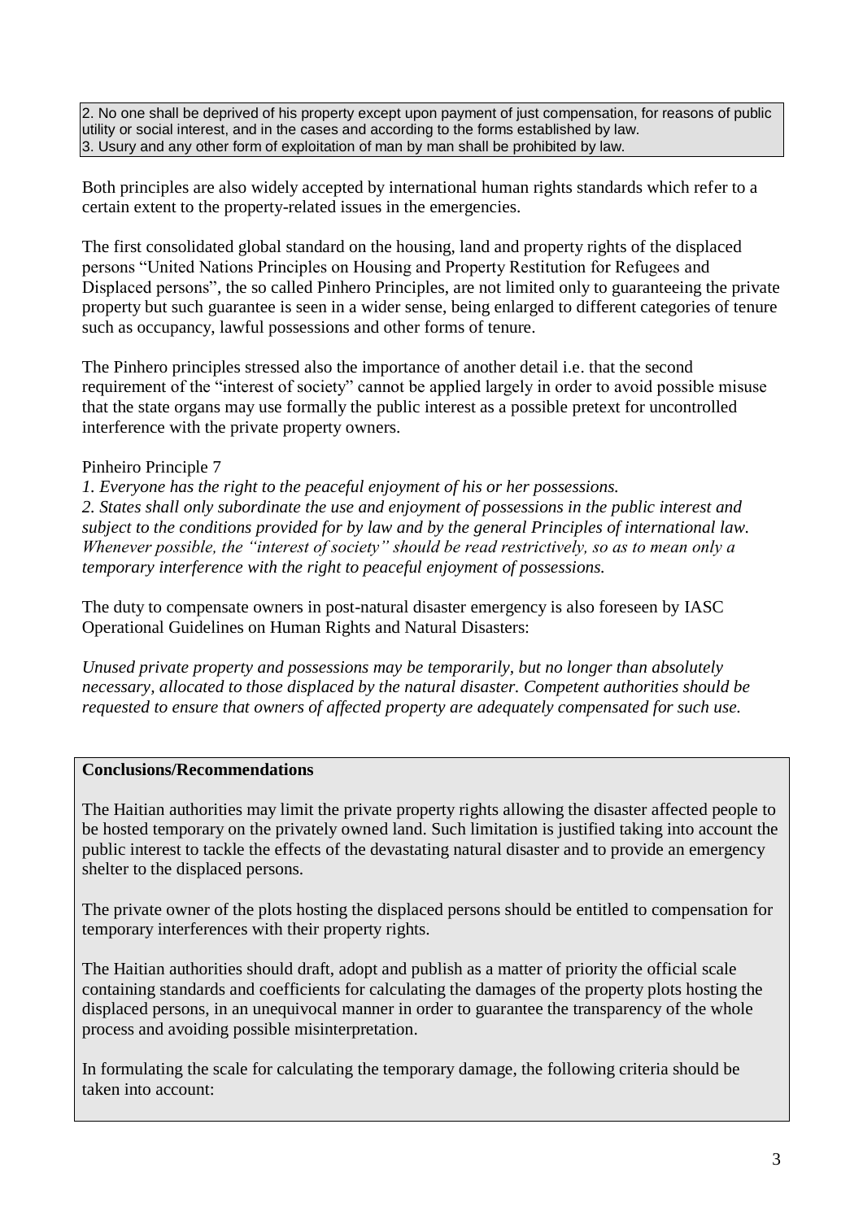2. No one shall be deprived of his property except upon payment of just compensation, for reasons of public utility or social interest, and in the cases and according to the forms established by law.
3. Usury and any other form of exploitation of man by man shall be prohibited by law.

Both principles are also widely accepted by international human rights standards which refer to a certain extent to the property-related issues in the emergencies.

The first consolidated global standard on the housing, land and property rights of the displaced persons "United Nations Principles on Housing and Property Restitution for Refugees and Displaced persons", the so called Pinhero Principles, are not limited only to guaranteeing the private property but such guarantee is seen in a wider sense, being enlarged to different categories of tenure such as occupancy, lawful possessions and other forms of tenure.

The Pinhero principles stressed also the importance of another detail i.e. that the second requirement of the "interest of society" cannot be applied largely in order to avoid possible misuse that the state organs may use formally the public interest as a possible pretext for uncontrolled interference with the private property owners.

Pinheiro Principle 7

*1. Everyone has the right to the peaceful enjoyment of his or her possessions.*
*2. States shall only subordinate the use and enjoyment of possessions in the public interest and subject to the conditions provided for by law and by the general Principles of international law. Whenever possible, the "interest of society" should be read restrictively, so as to mean only a temporary interference with the right to peaceful enjoyment of possessions.*

The duty to compensate owners in post-natural disaster emergency is also foreseen by IASC Operational Guidelines on Human Rights and Natural Disasters:

*Unused private property and possessions may be temporarily, but no longer than absolutely necessary, allocated to those displaced by the natural disaster. Competent authorities should be requested to ensure that owners of affected property are adequately compensated for such use.*

**Conclusions/Recommendations**

The Haitian authorities may limit the private property rights allowing the disaster affected people to be hosted temporary on the privately owned land. Such limitation is justified taking into account the public interest to tackle the effects of the devastating natural disaster and to provide an emergency shelter to the displaced persons.

The private owner of the plots hosting the displaced persons should be entitled to compensation for temporary interferences with their property rights.

The Haitian authorities should draft, adopt and publish as a matter of priority the official scale containing standards and coefficients for calculating the damages of the property plots hosting the displaced persons, in an unequivocal manner in order to guarantee the transparency of the whole process and avoiding possible misinterpretation.

In formulating the scale for calculating the temporary damage, the following criteria should be taken into account: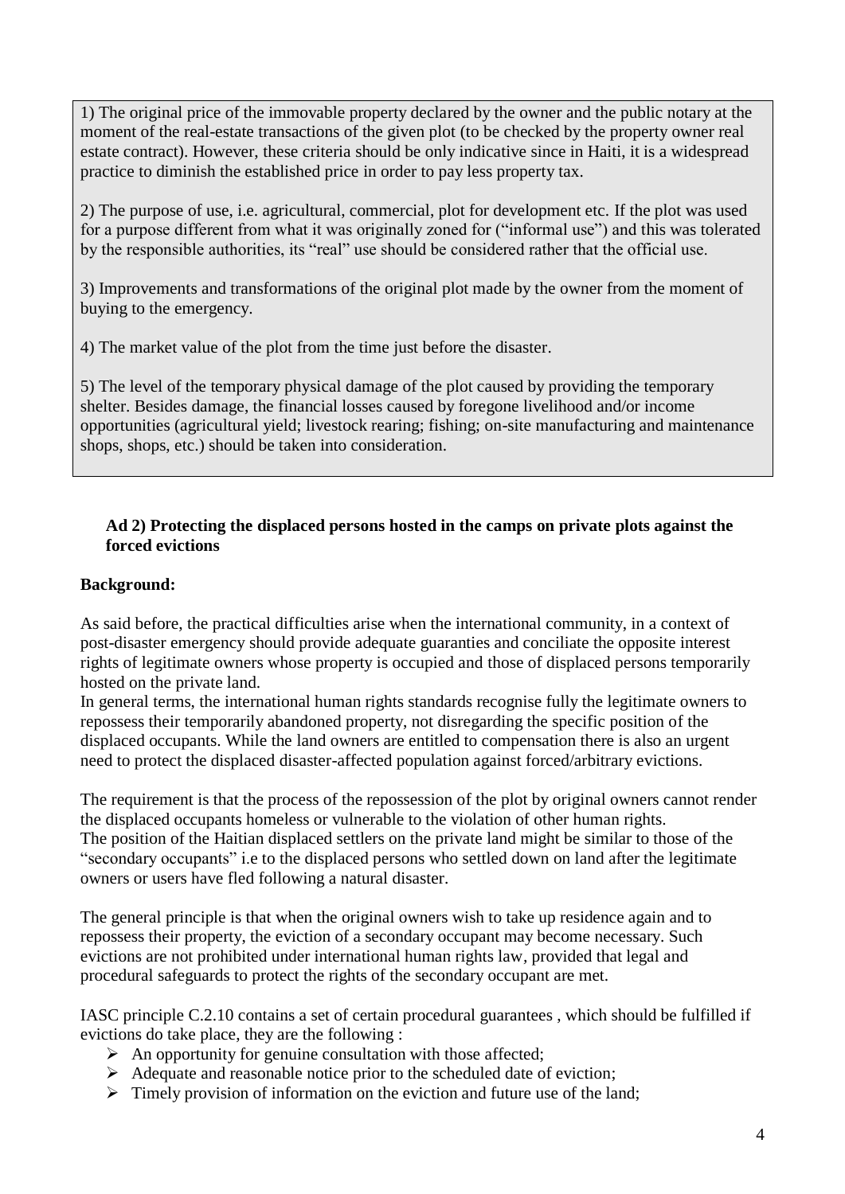1) The original price of the immovable property declared by the owner and the public notary at the moment of the real-estate transactions of the given plot (to be checked by the property owner real estate contract). However, these criteria should be only indicative since in Haiti, it is a widespread practice to diminish the established price in order to pay less property tax.

2) The purpose of use, i.e. agricultural, commercial, plot for development etc. If the plot was used for a purpose different from what it was originally zoned for ("informal use") and this was tolerated by the responsible authorities, its "real" use should be considered rather that the official use.

3) Improvements and transformations of the original plot made by the owner from the moment of buying to the emergency.

4) The market value of the plot from the time just before the disaster.

5) The level of the temporary physical damage of the plot caused by providing the temporary shelter. Besides damage, the financial losses caused by foregone livelihood and/or income opportunities (agricultural yield; livestock rearing; fishing; on-site manufacturing and maintenance shops, shops, etc.) should be taken into consideration.

**Ad 2) Protecting the displaced persons hosted in the camps on private plots against the forced evictions**

**Background:**

As said before, the practical difficulties arise when the international community, in a context of post-disaster emergency should provide adequate guaranties and conciliate the opposite interest rights of legitimate owners whose property is occupied and those of displaced persons temporarily hosted on the private land.
In general terms, the international human rights standards recognise fully the legitimate owners to repossess their temporarily abandoned property, not disregarding the specific position of the displaced occupants. While the land owners are entitled to compensation there is also an urgent need to protect the displaced disaster-affected population against forced/arbitrary evictions.

The requirement is that the process of the repossession of the plot by original owners cannot render the displaced occupants homeless or vulnerable to the violation of other human rights.
The position of the Haitian displaced settlers on the private land might be similar to those of the "secondary occupants" i.e to the displaced persons who settled down on land after the legitimate owners or users have fled following a natural disaster.

The general principle is that when the original owners wish to take up residence again and to repossess their property, the eviction of a secondary occupant may become necessary. Such evictions are not prohibited under international human rights law, provided that legal and procedural safeguards to protect the rights of the secondary occupant are met.

IASC principle C.2.10 contains a set of certain procedural guarantees , which should be fulfilled if evictions do take place, they are the following :

- An opportunity for genuine consultation with those affected;
- Adequate and reasonable notice prior to the scheduled date of eviction;
- Timely provision of information on the eviction and future use of the land;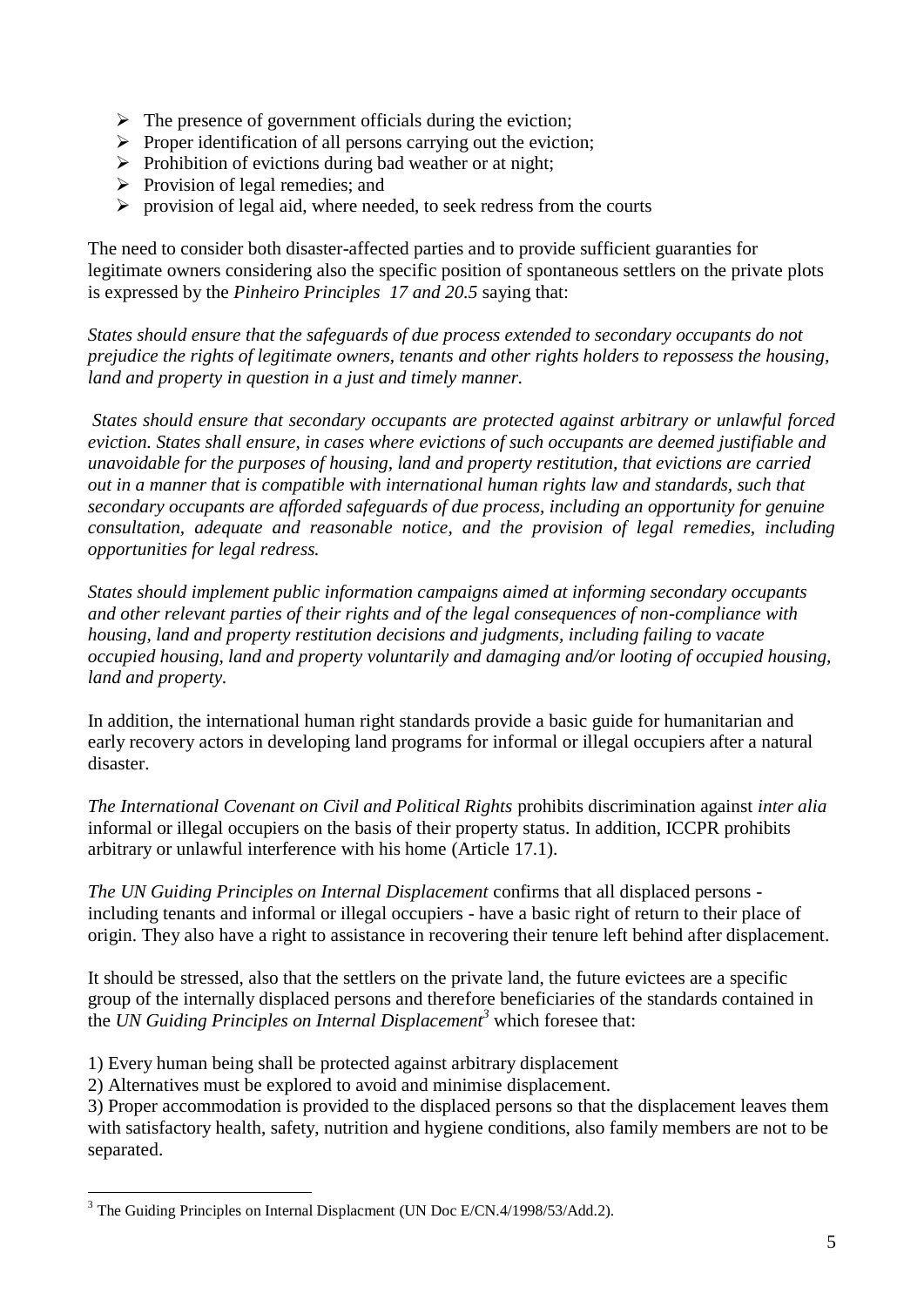- The presence of government officials during the eviction;
- Proper identification of all persons carrying out the eviction;
- Prohibition of evictions during bad weather or at night;
- Provision of legal remedies; and
- provision of legal aid, where needed, to seek redress from the courts

The need to consider both disaster-affected parties and to provide sufficient guaranties for legitimate owners considering also the specific position of spontaneous settlers on the private plots is expressed by the *Pinheiro Principles 17 and 20.5* saying that:

*States should ensure that the safeguards of due process extended to secondary occupants do not prejudice the rights of legitimate owners, tenants and other rights holders to repossess the housing, land and property in question in a just and timely manner.*

*States should ensure that secondary occupants are protected against arbitrary or unlawful forced eviction. States shall ensure, in cases where evictions of such occupants are deemed justifiable and unavoidable for the purposes of housing, land and property restitution, that evictions are carried out in a manner that is compatible with international human rights law and standards, such that secondary occupants are afforded safeguards of due process, including an opportunity for genuine consultation, adequate and reasonable notice, and the provision of legal remedies, including opportunities for legal redress.*

*States should implement public information campaigns aimed at informing secondary occupants and other relevant parties of their rights and of the legal consequences of non-compliance with housing, land and property restitution decisions and judgments, including failing to vacate occupied housing, land and property voluntarily and damaging and/or looting of occupied housing, land and property.*

In addition, the international human right standards provide a basic guide for humanitarian and early recovery actors in developing land programs for informal or illegal occupiers after a natural disaster.

*The International Covenant on Civil and Political Rights* prohibits discrimination against *inter alia* informal or illegal occupiers on the basis of their property status. In addition, ICCPR prohibits arbitrary or unlawful interference with his home (Article 17.1).

*The UN Guiding Principles on Internal Displacement* confirms that all displaced persons - including tenants and informal or illegal occupiers - have a basic right of return to their place of origin. They also have a right to assistance in recovering their tenure left behind after displacement.

It should be stressed, also that the settlers on the private land, the future evictees are a specific group of the internally displaced persons and therefore beneficiaries of the standards contained in the *UN Guiding Principles on Internal Displacement*[3] which foresee that:

1) Every human being shall be protected against arbitrary displacement
2) Alternatives must be explored to avoid and minimise displacement.
3) Proper accommodation is provided to the displaced persons so that the displacement leaves them with satisfactory health, safety, nutrition and hygiene conditions, also family members are not to be separated.

[3] The Guiding Principles on Internal Displacment (UN Doc E/CN.4/1998/53/Add.2).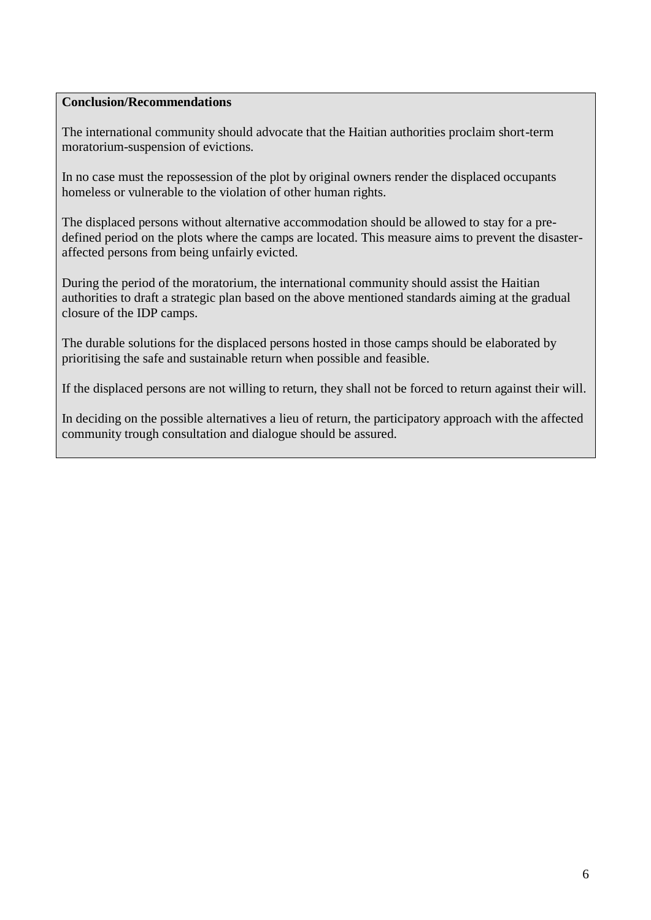**Conclusion/Recommendations**

The international community should advocate that the Haitian authorities proclaim short-term moratorium-suspension of evictions.

In no case must the repossession of the plot by original owners render the displaced occupants homeless or vulnerable to the violation of other human rights.

The displaced persons without alternative accommodation should be allowed to stay for a pre-defined period on the plots where the camps are located. This measure aims to prevent the disaster-affected persons from being unfairly evicted.

During the period of the moratorium, the international community should assist the Haitian authorities to draft a strategic plan based on the above mentioned standards aiming at the gradual closure of the IDP camps.

The durable solutions for the displaced persons hosted in those camps should be elaborated by prioritising the safe and sustainable return when possible and feasible.

If the displaced persons are not willing to return, they shall not be forced to return against their will.

In deciding on the possible alternatives a lieu of return, the participatory approach with the affected community trough consultation and dialogue should be assured.